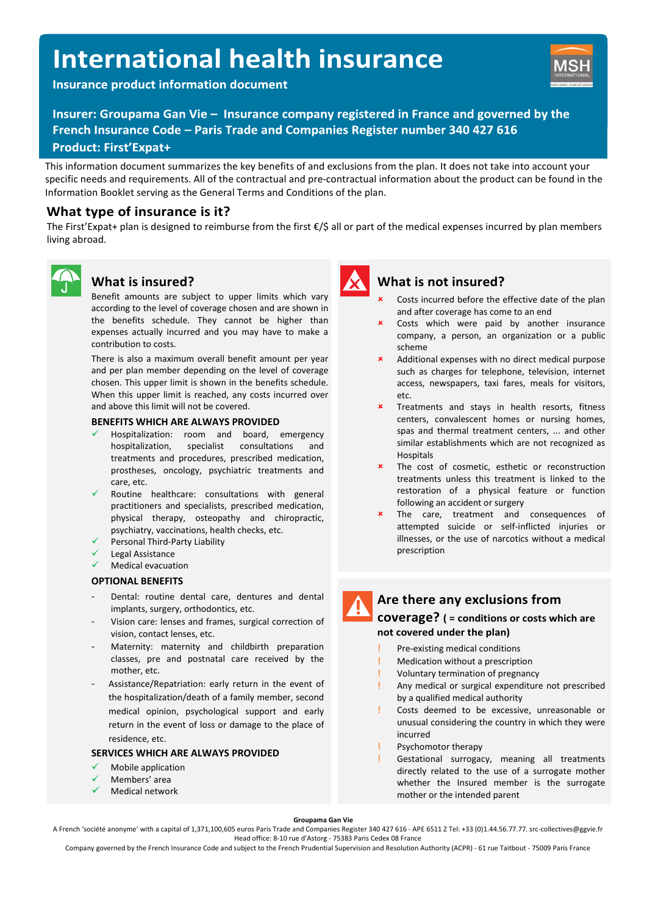# International health insurance

**Insurance product information document**

**Insurer: Groupama Gan Vie – Insurance company registered in France and governed by the French Insurance Code – Paris Trade and Companies Register number 340 427 616**

**Product: First'Expat+**

This information document summarizes the key benefits of and exclusions from the plan. It does not take into account your specific needs and requirements. All of the contractual and pre-contractual information about the product can be found in the Information Booklet serving as the General Terms and Conditions of the plan.

## What type of insurance is it?

The First'Expat+ plan is designed to reimburse from the first €/$ all or part of the medical expenses incurred by plan members living abroad.

## What is insured?

Benefit amounts are subject to upper limits which vary according to the level of coverage chosen and are shown in the benefits schedule. They cannot be higher than expenses actually incurred and you may have to make a contribution to costs.

There is also a maximum overall benefit amount per year and per plan member depending on the level of coverage chosen. This upper limit is shown in the benefits schedule. When this upper limit is reached, any costs incurred over and above this limit will not be covered.

**BENEFITS WHICH ARE ALWAYS PROVIDED**

- ✓ Hospitalization: room and board, emergency hospitalization, specialist consultations and treatments and procedures, prescribed medication, prostheses, oncology, psychiatric treatments and care, etc.
- ✓ Routine healthcare: consultations with general practitioners and specialists, prescribed medication, physical therapy, osteopathy and chiropractic, psychiatry, vaccinations, health checks, etc.
- ✓ Personal Third-Party Liability
- ✓ Legal Assistance
- ✓ Medical evacuation

**OPTIONAL BENEFITS**

- Dental: routine dental care, dentures and dental implants, surgery, orthodontics, etc.
- Vision care: lenses and frames, surgical correction of vision, contact lenses, etc.
- Maternity: maternity and childbirth preparation classes, pre and postnatal care received by the mother, etc.
- Assistance/Repatriation: early return in the event of the hospitalization/death of a family member, second medical opinion, psychological support and early return in the event of loss or damage to the place of residence, etc.

**SERVICES WHICH ARE ALWAYS PROVIDED**

- ✓ Mobile application
- ✓ Members' area
- ✓ Medical network

## What is not insured?

- × Costs incurred before the effective date of the plan and after coverage has come to an end
- × Costs which were paid by another insurance company, a person, an organization or a public scheme
- × Additional expenses with no direct medical purpose such as charges for telephone, television, internet access, newspapers, taxi fares, meals for visitors, etc.
- × Treatments and stays in health resorts, fitness centers, convalescent homes or nursing homes, spas and thermal treatment centers, ... and other similar establishments which are not recognized as Hospitals
- × The cost of cosmetic, esthetic or reconstruction treatments unless this treatment is linked to the restoration of a physical feature or function following an accident or surgery
- × The care, treatment and consequences of attempted suicide or self-inflicted injuries or illnesses, or the use of narcotics without a medical prescription

## Are there any exclusions from coverage? (= conditions or costs which are not covered under the plan)

- ! Pre-existing medical conditions
- ! Medication without a prescription
- ! Voluntary termination of pregnancy
- ! Any medical or surgical expenditure not prescribed by a qualified medical authority
- ! Costs deemed to be excessive, unreasonable or unusual considering the country in which they were incurred
- ! Psychomotor therapy
- ! Gestational surrogacy, meaning all treatments directly related to the use of a surrogate mother whether the Insured member is the surrogate mother or the intended parent

**Groupama Gan Vie**

A French 'société anonyme' with a capital of 1,371,100,605 euros Paris Trade and Companies Register 340 427 616 - APE 6511 Z Tel: +33 (0)1.44.56.77.77. src-collectives@ggvie.fr
Head office: 8-10 rue d'Astorg - 75383 Paris Cedex 08 France
Company governed by the French Insurance Code and subject to the French Prudential Supervision and Resolution Authority (ACPR) - 61 rue Taitbout - 75009 Paris France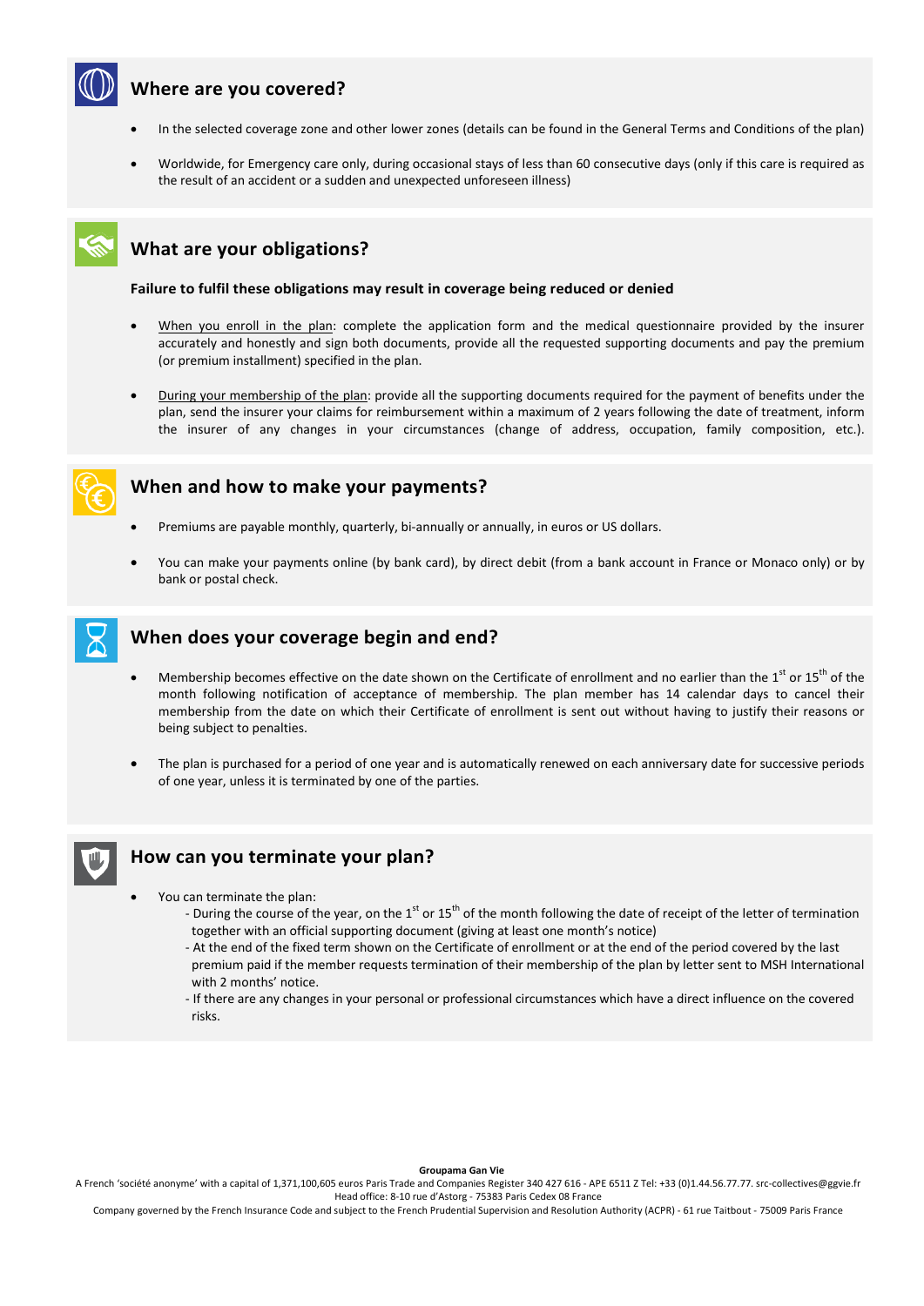## Where are you covered?

- In the selected coverage zone and other lower zones (details can be found in the General Terms and Conditions of the plan)
- Worldwide, for Emergency care only, during occasional stays of less than 60 consecutive days (only if this care is required as the result of an accident or a sudden and unexpected unforeseen illness)

## What are your obligations?

**Failure to fulfil these obligations may result in coverage being reduced or denied**

- When you enroll in the plan: complete the application form and the medical questionnaire provided by the insurer accurately and honestly and sign both documents, provide all the requested supporting documents and pay the premium (or premium installment) specified in the plan.
- During your membership of the plan: provide all the supporting documents required for the payment of benefits under the plan, send the insurer your claims for reimbursement within a maximum of 2 years following the date of treatment, inform the insurer of any changes in your circumstances (change of address, occupation, family composition, etc.).

## When and how to make your payments?

- Premiums are payable monthly, quarterly, bi-annually or annually, in euros or US dollars.
- You can make your payments online (by bank card), by direct debit (from a bank account in France or Monaco only) or by bank or postal check.

## When does your coverage begin and end?

- Membership becomes effective on the date shown on the Certificate of enrollment and no earlier than the 1st or 15th of the month following notification of acceptance of membership. The plan member has 14 calendar days to cancel their membership from the date on which their Certificate of enrollment is sent out without having to justify their reasons or being subject to penalties.
- The plan is purchased for a period of one year and is automatically renewed on each anniversary date for successive periods of one year, unless it is terminated by one of the parties.

## How can you terminate your plan?

- You can terminate the plan:
  - During the course of the year, on the 1st or 15th of the month following the date of receipt of the letter of termination together with an official supporting document (giving at least one month's notice)
  - At the end of the fixed term shown on the Certificate of enrollment or at the end of the period covered by the last premium paid if the member requests termination of their membership of the plan by letter sent to MSH International with 2 months' notice.
  - If there are any changes in your personal or professional circumstances which have a direct influence on the covered risks.

**Groupama Gan Vie**

A French 'société anonyme' with a capital of 1,371,100,605 euros Paris Trade and Companies Register 340 427 616 - APE 6511 Z Tel: +33 (0)1.44.56.77.77. src-collectives@ggvie.fr
Head office: 8-10 rue d'Astorg - 75383 Paris Cedex 08 France
Company governed by the French Insurance Code and subject to the French Prudential Supervision and Resolution Authority (ACPR) - 61 rue Taitbout - 75009 Paris France